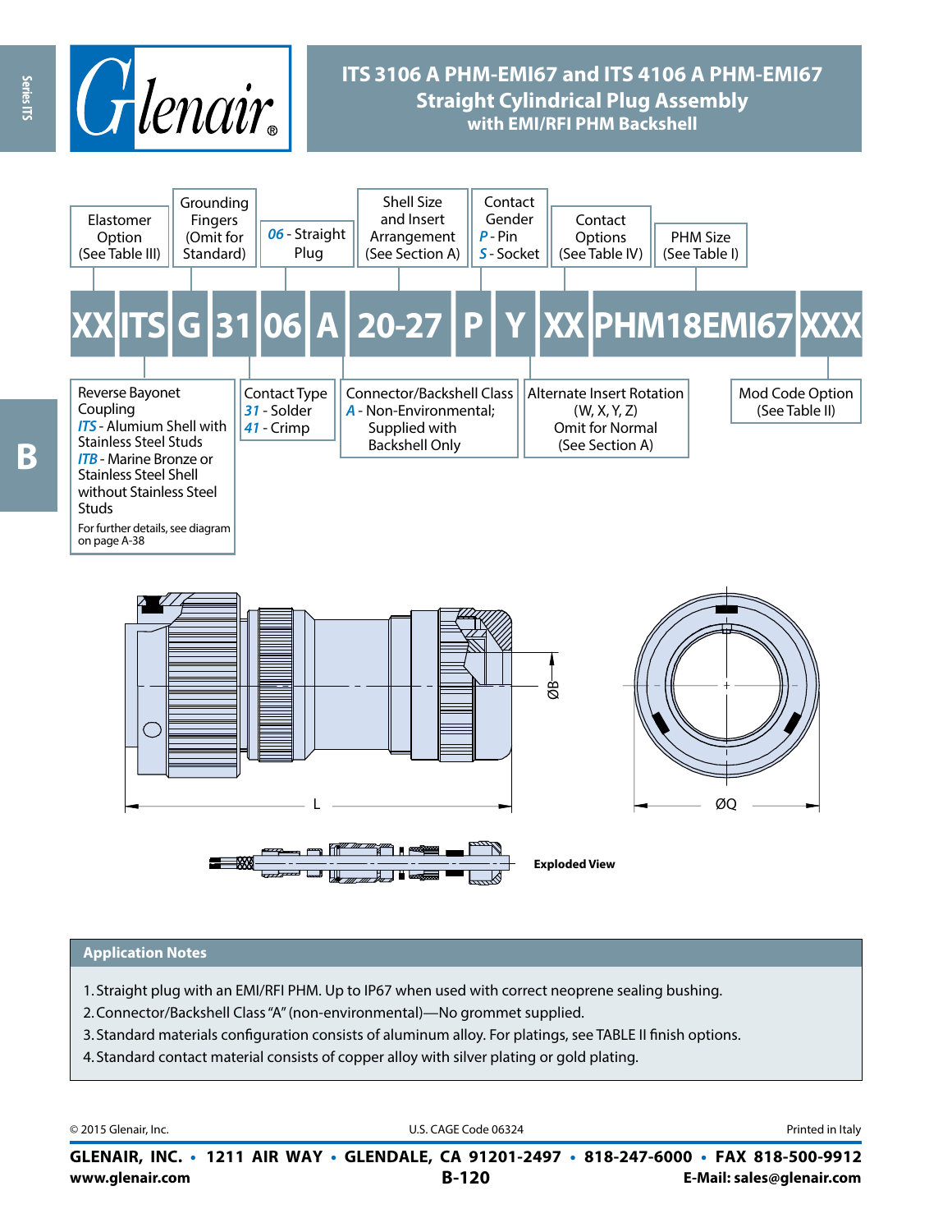# ITS 3106 A PHM-EMI67 and ITS 4106 A PHM-EMI67
## Straight Cylindrical Plug Assembly
### with EMI/RFI PHM Backshell

**XX ITS G 31 06 A 20-27 P Y XX PHM18EMI67 XXX**

| Code | Description |
|---|---|
| XX | Elastomer Option (See Table III) |
| ITS | Reverse Bayonet Coupling<br>*ITS* - Alumium Shell with Stainless Steel Studs<br>*ITB* - Marine Bronze or Stainless Steel Shell without Stainless Steel Studs<br>For further details, see diagram on page A-38 |
| G | Grounding Fingers (Omit for Standard) |
| 31 | Contact Type<br>*31* - Solder<br>*41* - Crimp |
| 06 | *06* - Straight Plug |
| A | Connector/Backshell Class<br>*A* - Non-Environmental; Supplied with Backshell Only |
| 20-27 | Shell Size and Insert Arrangement (See Section A) |
| P | Contact Gender<br>*P* - Pin<br>*S* - Socket |
| Y | Alternate Insert Rotation (W, X, Y, Z)<br>Omit for Normal (See Section A) |
| XX | Contact Options (See Table IV) |
| PHM18EMI67 | PHM Size (See Table I) |
| XXX | Mod Code Option (See Table II) |

ØB

L

ØQ

**Exploded View**

### Application Notes

1. Straight plug with an EMI/RFI PHM. Up to IP67 when used with correct neoprene sealing bushing.
2. Connector/Backshell Class "A" (non-environmental)—No grommet supplied.
3. Standard materials configuration consists of aluminum alloy. For platings, see TABLE II finish options.
4. Standard contact material consists of copper alloy with silver plating or gold plating.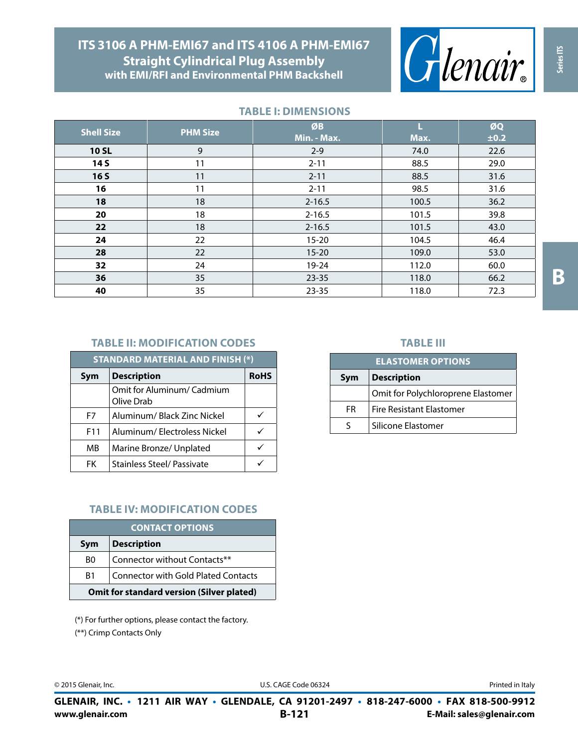# ITS 3106 A PHM-EMI67 and ITS 4106 A PHM-EMI67
## Straight Cylindrical Plug Assembly
### with EMI/RFI and Environmental PHM Backshell

## TABLE I: DIMENSIONS

| Shell Size | PHM Size | ØB Min. - Max. | L Max. | ØQ ±0.2 |
|---|---|---|---|---|
| **10 SL** | 9 | 2-9 | 74.0 | 22.6 |
| **14 S** | 11 | 2-11 | 88.5 | 29.0 |
| **16 S** | 11 | 2-11 | 88.5 | 31.6 |
| **16** | 11 | 2-11 | 98.5 | 31.6 |
| **18** | 18 | 2-16.5 | 100.5 | 36.2 |
| **20** | 18 | 2-16.5 | 101.5 | 39.8 |
| **22** | 18 | 2-16.5 | 101.5 | 43.0 |
| **24** | 22 | 15-20 | 104.5 | 46.4 |
| **28** | 22 | 15-20 | 109.0 | 53.0 |
| **32** | 24 | 19-24 | 112.0 | 60.0 |
| **36** | 35 | 23-35 | 118.0 | 66.2 |
| **40** | 35 | 23-35 | 118.0 | 72.3 |

## TABLE II: MODIFICATION CODES

| STANDARD MATERIAL AND FINISH (*) | | |
|---|---|---|
| **Sym** | **Description** | **RoHS** |
| | Omit for Aluminum/ Cadmium Olive Drab | |
| F7 | Aluminum/ Black Zinc Nickel | ✓ |
| F11 | Aluminum/ Electroless Nickel | ✓ |
| MB | Marine Bronze/ Unplated | ✓ |
| FK | Stainless Steel/ Passivate | ✓ |

## TABLE III

| ELASTOMER OPTIONS | |
|---|---|
| **Sym** | **Description** |
| | Omit for Polychloroprene Elastomer |
| FR | Fire Resistant Elastomer |
| S | Silicone Elastomer |

## TABLE IV: MODIFICATION CODES

| CONTACT OPTIONS | |
|---|---|
| **Sym** | **Description** |
| B0 | Connector without Contacts** |
| B1 | Connector with Gold Plated Contacts |
| **Omit for standard version (Silver plated)** | |

(*) For further options, please contact the factory.

(**) Crimp Contacts Only

© 2015 Glenair, Inc. U.S. CAGE Code 06324 Printed in Italy

**GLENAIR, INC. • 1211 AIR WAY • GLENDALE, CA 91201-2497 • 818-247-6000 • FAX 818-500-9912**

**www.glenair.com** **E-Mail: sales@glenair.com**